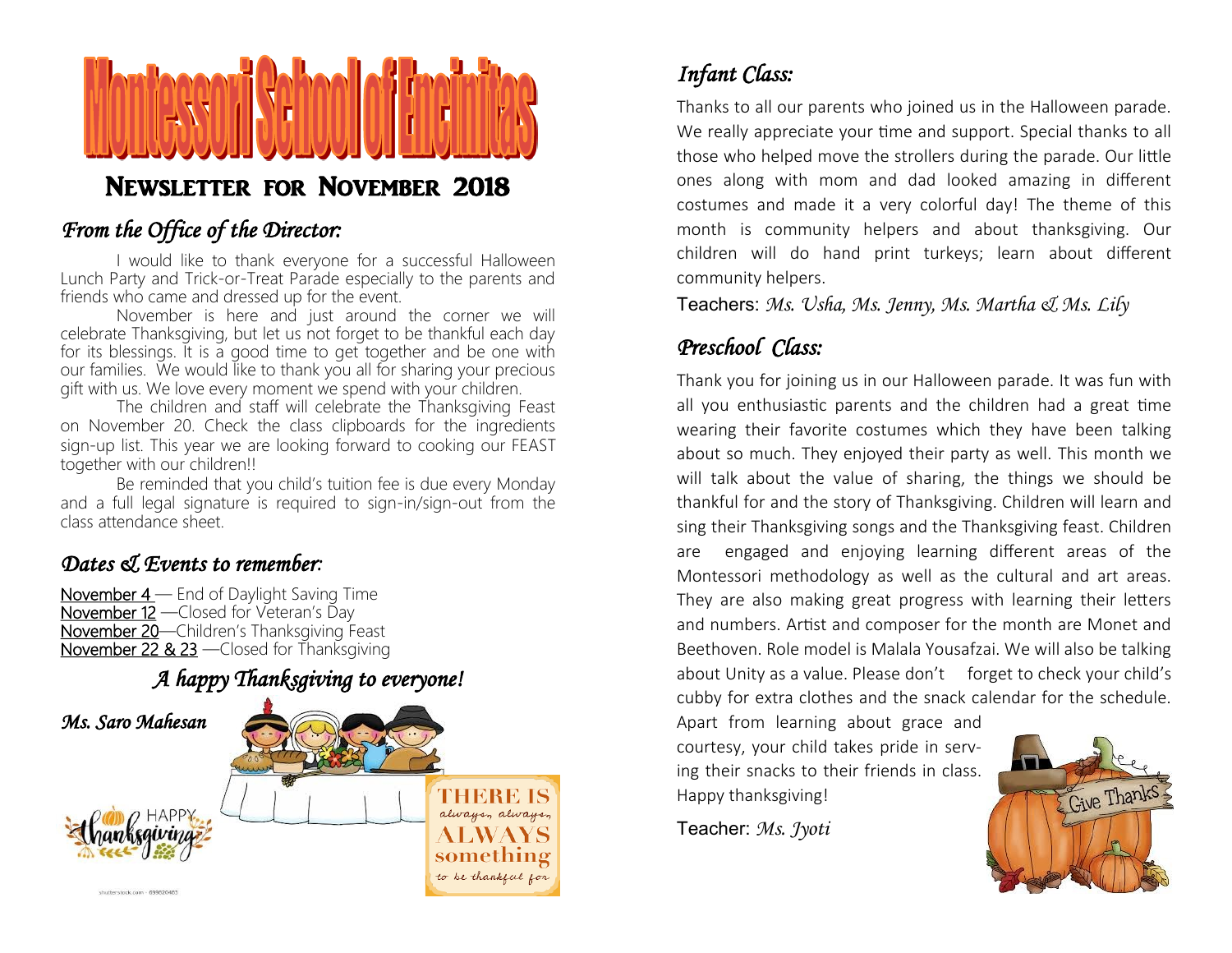# Montessori School of Encinitas

## Newsletter for November 2018

### *From the Office of the Director:*

I would like to thank everyone for a successful Halloween Lunch Party and Trick-or-Treat Parade especially to the parents and friends who came and dressed up for the event.

November is here and just around the corner we will celebrate Thanksgiving, but let us not forget to be thankful each day for its blessings. It is a good time to get together and be one with our families. We would like to thank you all for sharing your precious gift with us. We love every moment we spend with your children.

The children and staff will celebrate the Thanksgiving Feast on November 20. Check the class clipboards for the ingredients sign-up list. This year we are looking forward to cooking our FEAST together with our children!!

Be reminded that you child's tuition fee is due every Monday and a full legal signature is required to sign-in/sign-out from the class attendance sheet.

### *Dates & Events to remember:*

November 4 — End of Daylight Saving Time
November 12 —Closed for Veteran's Day
November 20—Children's Thanksgiving Feast
November 22 & 23 —Closed for Thanksgiving

*A happy Thanksgiving to everyone!*

*Ms. Saro Mahesan*

### *Infant Class:*

Thanks to all our parents who joined us in the Halloween parade. We really appreciate your time and support. Special thanks to all those who helped move the strollers during the parade. Our little ones along with mom and dad looked amazing in different costumes and made it a very colorful day! The theme of this month is community helpers and about thanksgiving. Our children will do hand print turkeys; learn about different community helpers.

Teachers: *Ms. Usha, Ms. Jenny, Ms. Martha & Ms. Lily*

### *Preschool Class:*

Thank you for joining us in our Halloween parade. It was fun with all you enthusiastic parents and the children had a great time wearing their favorite costumes which they have been talking about so much. They enjoyed their party as well. This month we will talk about the value of sharing, the things we should be thankful for and the story of Thanksgiving. Children will learn and sing their Thanksgiving songs and the Thanksgiving feast. Children are engaged and enjoying learning different areas of the Montessori methodology as well as the cultural and art areas. They are also making great progress with learning their letters and numbers. Artist and composer for the month are Monet and Beethoven. Role model is Malala Yousafzai. We will also be talking about Unity as a value. Please don't forget to check your child's cubby for extra clothes and the snack calendar for the schedule. Apart from learning about grace and courtesy, your child takes pride in serving their snacks to their friends in class. Happy thanksgiving!

Teacher: *Ms. Jyoti*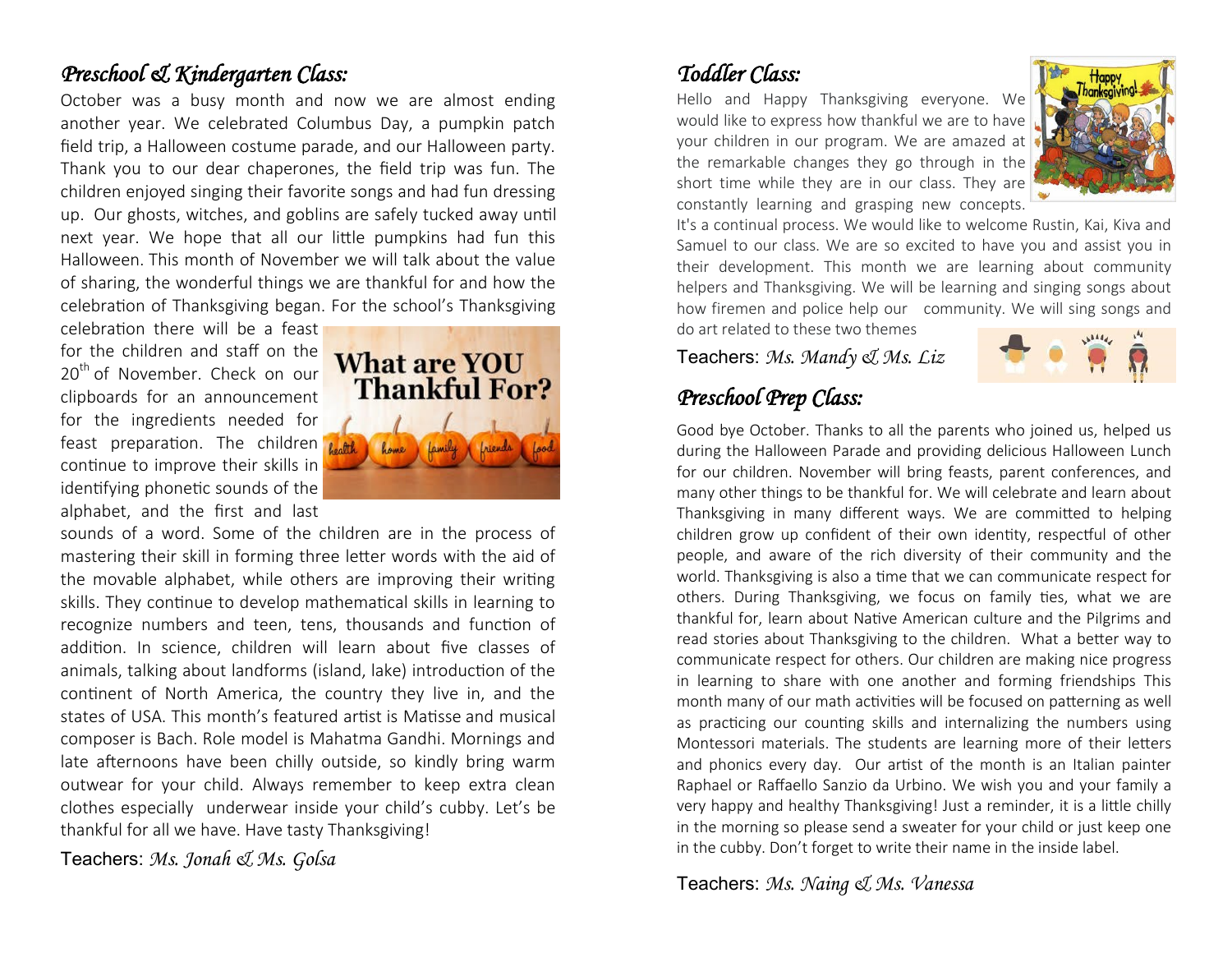## *Preschool & Kindergarten Class:*

October was a busy month and now we are almost ending another year. We celebrated Columbus Day, a pumpkin patch field trip, a Halloween costume parade, and our Halloween party. Thank you to our dear chaperones, the field trip was fun. The children enjoyed singing their favorite songs and had fun dressing up. Our ghosts, witches, and goblins are safely tucked away until next year. We hope that all our little pumpkins had fun this Halloween. This month of November we will talk about the value of sharing, the wonderful things we are thankful for and how the celebration of Thanksgiving began. For the school's Thanksgiving celebration there will be a feast for the children and staff on the 20th of November. Check on our clipboards for an announcement for the ingredients needed for feast preparation. The children continue to improve their skills in identifying phonetic sounds of the alphabet, and the first and last sounds of a word. Some of the children are in the process of mastering their skill in forming three letter words with the aid of the movable alphabet, while others are improving their writing skills. They continue to develop mathematical skills in learning to recognize numbers and teen, tens, thousands and function of addition. In science, children will learn about five classes of animals, talking about landforms (island, lake) introduction of the continent of North America, the country they live in, and the states of USA. This month's featured artist is Matisse and musical composer is Bach. Role model is Mahatma Gandhi. Mornings and late afternoons have been chilly outside, so kindly bring warm outwear for your child. Always remember to keep extra clean clothes especially underwear inside your child's cubby. Let's be thankful for all we have. Have tasty Thanksgiving!

Teachers: *Ms. Jonah & Ms. Golsa*

## *Toddler Class:*

Hello and Happy Thanksgiving everyone. We would like to express how thankful we are to have your children in our program. We are amazed at the remarkable changes they go through in the short time while they are in our class. They are constantly learning and grasping new concepts. It's a continual process. We would like to welcome Rustin, Kai, Kiva and Samuel to our class. We are so excited to have you and assist you in their development. This month we are learning about community helpers and Thanksgiving. We will be learning and singing songs about how firemen and police help our community. We will sing songs and do art related to these two themes

Teachers: *Ms. Mandy & Ms. Liz*

## *Preschool Prep Class:*

Good bye October. Thanks to all the parents who joined us, helped us during the Halloween Parade and providing delicious Halloween Lunch for our children. November will bring feasts, parent conferences, and many other things to be thankful for. We will celebrate and learn about Thanksgiving in many different ways. We are committed to helping children grow up confident of their own identity, respectful of other people, and aware of the rich diversity of their community and the world. Thanksgiving is also a time that we can communicate respect for others. During Thanksgiving, we focus on family ties, what we are thankful for, learn about Native American culture and the Pilgrims and read stories about Thanksgiving to the children. What a better way to communicate respect for others. Our children are making nice progress in learning to share with one another and forming friendships This month many of our math activities will be focused on patterning as well as practicing our counting skills and internalizing the numbers using Montessori materials. The students are learning more of their letters and phonics every day. Our artist of the month is an Italian painter Raphael or Raffaello Sanzio da Urbino. We wish you and your family a very happy and healthy Thanksgiving! Just a reminder, it is a little chilly in the morning so please send a sweater for your child or just keep one in the cubby. Don't forget to write their name in the inside label.

Teachers: *Ms. Naing & Ms. Vanessa*